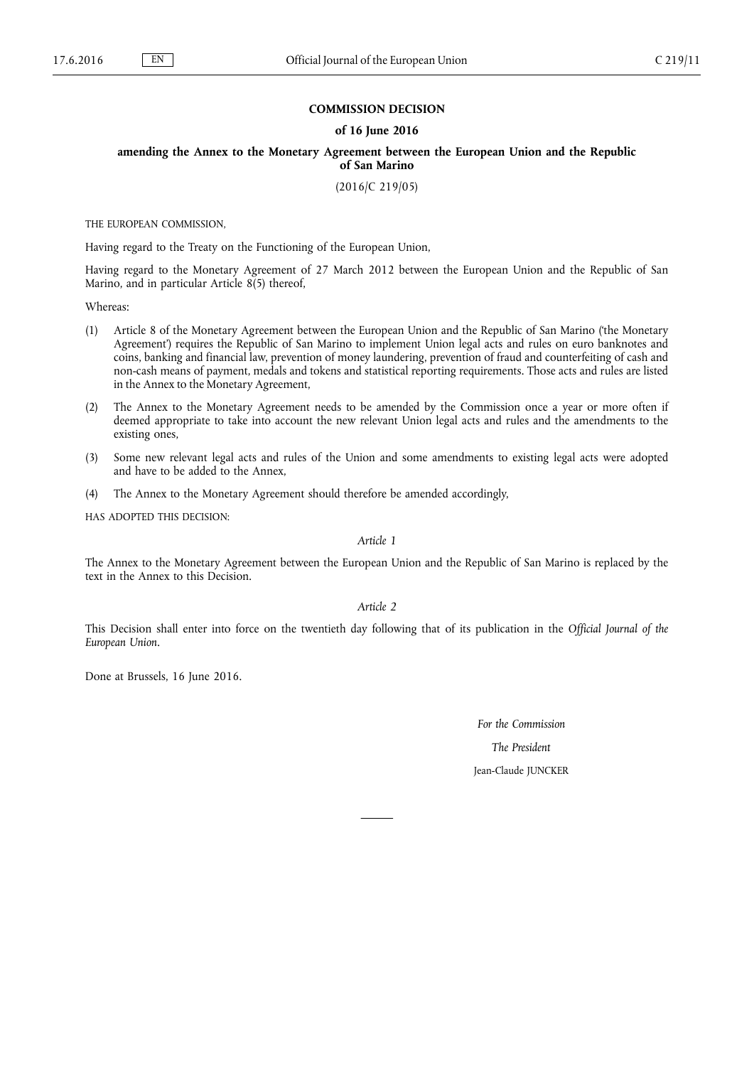# COMMISSION DECISION

## of 16 June 2016

## amending the Annex to the Monetary Agreement between the European Union and the Republic of San Marino

(2016/C 219/05)

THE EUROPEAN COMMISSION,

Having regard to the Treaty on the Functioning of the European Union,

Having regard to the Monetary Agreement of 27 March 2012 between the European Union and the Republic of San Marino, and in particular Article 8(5) thereof,

Whereas:

(1) Article 8 of the Monetary Agreement between the European Union and the Republic of San Marino ('the Monetary Agreement') requires the Republic of San Marino to implement Union legal acts and rules on euro banknotes and coins, banking and financial law, prevention of money laundering, prevention of fraud and counterfeiting of cash and non-cash means of payment, medals and tokens and statistical reporting requirements. Those acts and rules are listed in the Annex to the Monetary Agreement,

(2) The Annex to the Monetary Agreement needs to be amended by the Commission once a year or more often if deemed appropriate to take into account the new relevant Union legal acts and rules and the amendments to the existing ones,

(3) Some new relevant legal acts and rules of the Union and some amendments to existing legal acts were adopted and have to be added to the Annex,

(4) The Annex to the Monetary Agreement should therefore be amended accordingly,

HAS ADOPTED THIS DECISION:

*Article 1*

The Annex to the Monetary Agreement between the European Union and the Republic of San Marino is replaced by the text in the Annex to this Decision.

*Article 2*

This Decision shall enter into force on the twentieth day following that of its publication in the *Official Journal of the European Union*.

Done at Brussels, 16 June 2016.

*For the Commission*

*The President*

Jean-Claude JUNCKER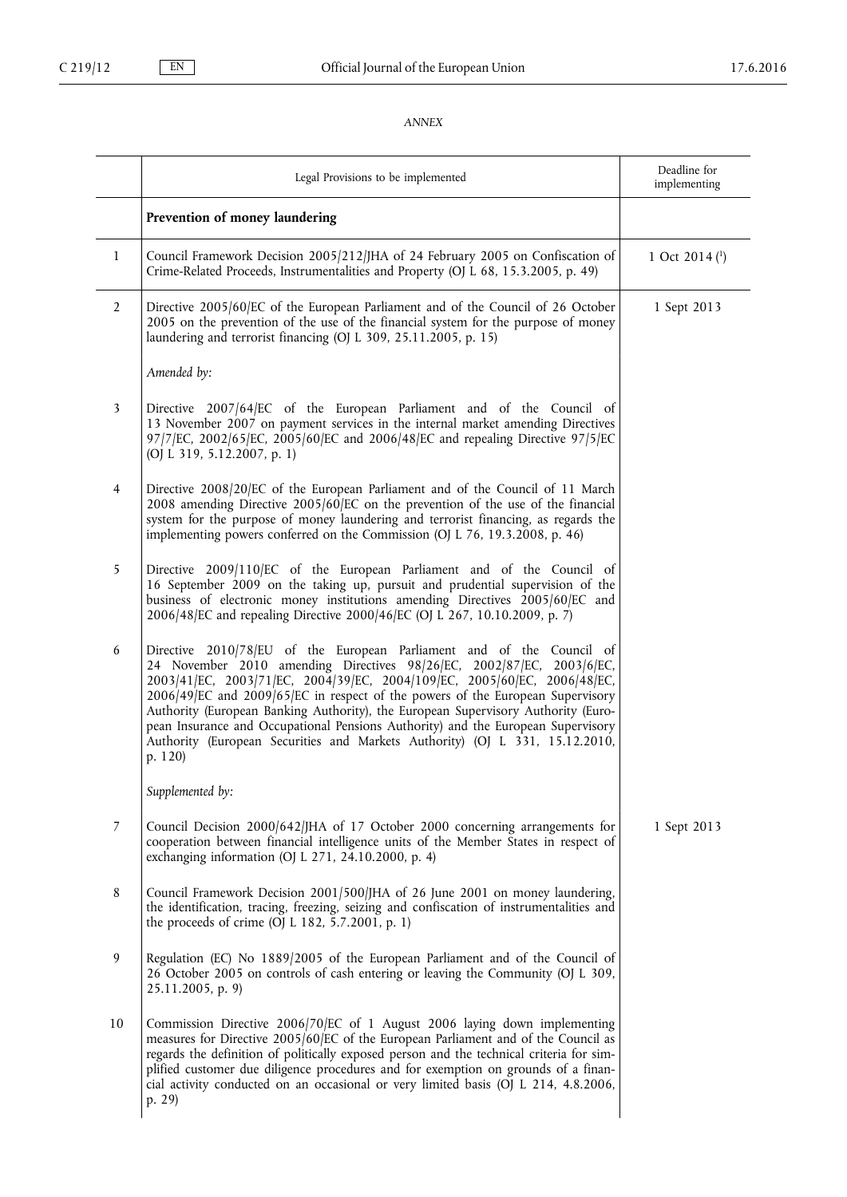*ANNEX*

| | Legal Provisions to be implemented | Deadline for implementing |
|---|---|---|
| | **Prevention of money laundering** | |
| 1 | Council Framework Decision 2005/212/JHA of 24 February 2005 on Confiscation of Crime-Related Proceeds, Instrumentalities and Property (OJ L 68, 15.3.2005, p. 49) | 1 Oct 2014 [1] |
| 2 | Directive 2005/60/EC of the European Parliament and of the Council of 26 October 2005 on the prevention of the use of the financial system for the purpose of money laundering and terrorist financing (OJ L 309, 25.11.2005, p. 15) | 1 Sept 2013 |
| | *Amended by:* | |
| 3 | Directive 2007/64/EC of the European Parliament and of the Council of 13 November 2007 on payment services in the internal market amending Directives 97/7/EC, 2002/65/EC, 2005/60/EC and 2006/48/EC and repealing Directive 97/5/EC (OJ L 319, 5.12.2007, p. 1) | |
| 4 | Directive 2008/20/EC of the European Parliament and of the Council of 11 March 2008 amending Directive 2005/60/EC on the prevention of the use of the financial system for the purpose of money laundering and terrorist financing, as regards the implementing powers conferred on the Commission (OJ L 76, 19.3.2008, p. 46) | |
| 5 | Directive 2009/110/EC of the European Parliament and of the Council of 16 September 2009 on the taking up, pursuit and prudential supervision of the business of electronic money institutions amending Directives 2005/60/EC and 2006/48/EC and repealing Directive 2000/46/EC (OJ L 267, 10.10.2009, p. 7) | |
| 6 | Directive 2010/78/EU of the European Parliament and of the Council of 24 November 2010 amending Directives 98/26/EC, 2002/87/EC, 2003/6/EC, 2003/41/EC, 2003/71/EC, 2004/39/EC, 2004/109/EC, 2005/60/EC, 2006/48/EC, 2006/49/EC and 2009/65/EC in respect of the powers of the European Supervisory Authority (European Banking Authority), the European Supervisory Authority (European Insurance and Occupational Pensions Authority) and the European Supervisory Authority (European Securities and Markets Authority) (OJ L 331, 15.12.2010, p. 120) | |
| | *Supplemented by:* | |
| 7 | Council Decision 2000/642/JHA of 17 October 2000 concerning arrangements for cooperation between financial intelligence units of the Member States in respect of exchanging information (OJ L 271, 24.10.2000, p. 4) | 1 Sept 2013 |
| 8 | Council Framework Decision 2001/500/JHA of 26 June 2001 on money laundering, the identification, tracing, freezing, seizing and confiscation of instrumentalities and the proceeds of crime (OJ L 182, 5.7.2001, p. 1) | |
| 9 | Regulation (EC) No 1889/2005 of the European Parliament and of the Council of 26 October 2005 on controls of cash entering or leaving the Community (OJ L 309, 25.11.2005, p. 9) | |
| 10 | Commission Directive 2006/70/EC of 1 August 2006 laying down implementing measures for Directive 2005/60/EC of the European Parliament and of the Council as regards the definition of politically exposed person and the technical criteria for simplified customer due diligence procedures and for exemption on grounds of a financial activity conducted on an occasional or very limited basis (OJ L 214, 4.8.2006, p. 29) | |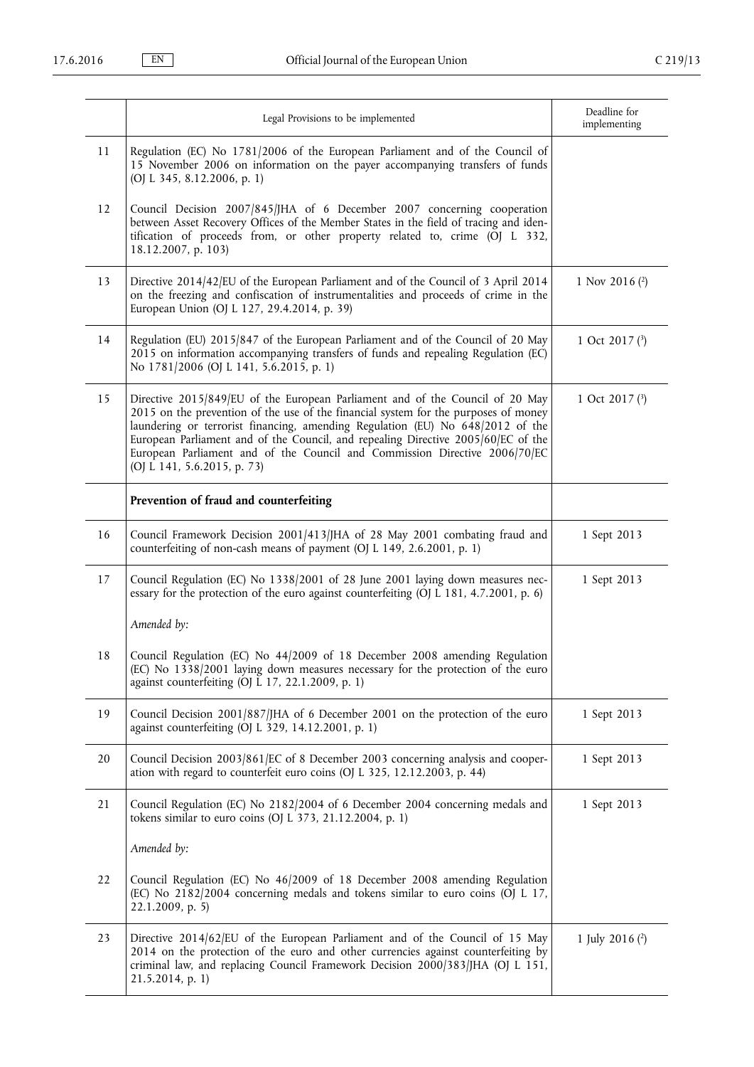| | Legal Provisions to be implemented | Deadline for implementing |
|---|---|---|
| 11 | Regulation (EC) No 1781/2006 of the European Parliament and of the Council of 15 November 2006 on information on the payer accompanying transfers of funds (OJ L 345, 8.12.2006, p. 1) | |
| 12 | Council Decision 2007/845/JHA of 6 December 2007 concerning cooperation between Asset Recovery Offices of the Member States in the field of tracing and identification of proceeds from, or other property related to, crime (OJ L 332, 18.12.2007, p. 103) | |
| 13 | Directive 2014/42/EU of the European Parliament and of the Council of 3 April 2014 on the freezing and confiscation of instrumentalities and proceeds of crime in the European Union (OJ L 127, 29.4.2014, p. 39) | 1 Nov 2016 [2] |
| 14 | Regulation (EU) 2015/847 of the European Parliament and of the Council of 20 May 2015 on information accompanying transfers of funds and repealing Regulation (EC) No 1781/2006 (OJ L 141, 5.6.2015, p. 1) | 1 Oct 2017 [3] |
| 15 | Directive 2015/849/EU of the European Parliament and of the Council of 20 May 2015 on the prevention of the use of the financial system for the purposes of money laundering or terrorist financing, amending Regulation (EU) No 648/2012 of the European Parliament and of the Council, and repealing Directive 2005/60/EC of the European Parliament and of the Council and Commission Directive 2006/70/EC (OJ L 141, 5.6.2015, p. 73) | 1 Oct 2017 [3] |
| | **Prevention of fraud and counterfeiting** | |
| 16 | Council Framework Decision 2001/413/JHA of 28 May 2001 combating fraud and counterfeiting of non-cash means of payment (OJ L 149, 2.6.2001, p. 1) | 1 Sept 2013 |
| 17 | Council Regulation (EC) No 1338/2001 of 28 June 2001 laying down measures necessary for the protection of the euro against counterfeiting (OJ L 181, 4.7.2001, p. 6)<br><br>*Amended by:* | 1 Sept 2013 |
| 18 | Council Regulation (EC) No 44/2009 of 18 December 2008 amending Regulation (EC) No 1338/2001 laying down measures necessary for the protection of the euro against counterfeiting (OJ L 17, 22.1.2009, p. 1) | |
| 19 | Council Decision 2001/887/JHA of 6 December 2001 on the protection of the euro against counterfeiting (OJ L 329, 14.12.2001, p. 1) | 1 Sept 2013 |
| 20 | Council Decision 2003/861/EC of 8 December 2003 concerning analysis and cooperation with regard to counterfeit euro coins (OJ L 325, 12.12.2003, p. 44) | 1 Sept 2013 |
| 21 | Council Regulation (EC) No 2182/2004 of 6 December 2004 concerning medals and tokens similar to euro coins (OJ L 373, 21.12.2004, p. 1)<br><br>*Amended by:* | 1 Sept 2013 |
| 22 | Council Regulation (EC) No 46/2009 of 18 December 2008 amending Regulation (EC) No 2182/2004 concerning medals and tokens similar to euro coins (OJ L 17, 22.1.2009, p. 5) | |
| 23 | Directive 2014/62/EU of the European Parliament and of the Council of 15 May 2014 on the protection of the euro and other currencies against counterfeiting by criminal law, and replacing Council Framework Decision 2000/383/JHA (OJ L 151, 21.5.2014, p. 1) | 1 July 2016 [2] |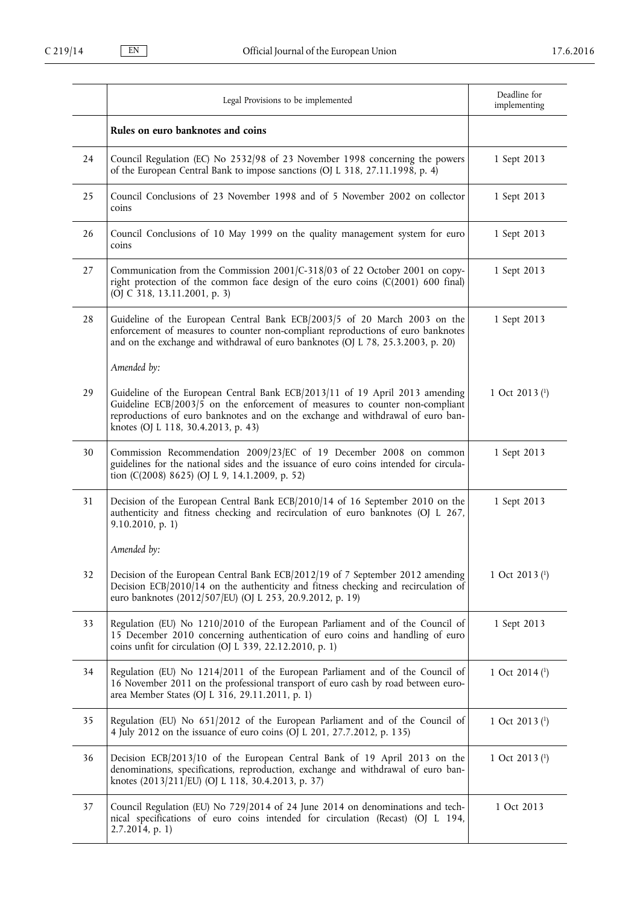|  | Legal Provisions to be implemented | Deadline for implementing |
|---|---|---|
|  | **Rules on euro banknotes and coins** |  |
| 24 | Council Regulation (EC) No 2532/98 of 23 November 1998 concerning the powers of the European Central Bank to impose sanctions (OJ L 318, 27.11.1998, p. 4) | 1 Sept 2013 |
| 25 | Council Conclusions of 23 November 1998 and of 5 November 2002 on collector coins | 1 Sept 2013 |
| 26 | Council Conclusions of 10 May 1999 on the quality management system for euro coins | 1 Sept 2013 |
| 27 | Communication from the Commission 2001/C-318/03 of 22 October 2001 on copyright protection of the common face design of the euro coins (C(2001) 600 final) (OJ C 318, 13.11.2001, p. 3) | 1 Sept 2013 |
| 28 | Guideline of the European Central Bank ECB/2003/5 of 20 March 2003 on the enforcement of measures to counter non-compliant reproductions of euro banknotes and on the exchange and withdrawal of euro banknotes (OJ L 78, 25.3.2003, p. 20)<br><br>*Amended by:* | 1 Sept 2013 |
| 29 | Guideline of the European Central Bank ECB/2013/11 of 19 April 2013 amending Guideline ECB/2003/5 on the enforcement of measures to counter non-compliant reproductions of euro banknotes and on the exchange and withdrawal of euro banknotes (OJ L 118, 30.4.2013, p. 43) | 1 Oct 2013 (1) |
| 30 | Commission Recommendation 2009/23/EC of 19 December 2008 on common guidelines for the national sides and the issuance of euro coins intended for circulation (C(2008) 8625) (OJ L 9, 14.1.2009, p. 52) | 1 Sept 2013 |
| 31 | Decision of the European Central Bank ECB/2010/14 of 16 September 2010 on the authenticity and fitness checking and recirculation of euro banknotes (OJ L 267, 9.10.2010, p. 1)<br><br>*Amended by:* | 1 Sept 2013 |
| 32 | Decision of the European Central Bank ECB/2012/19 of 7 September 2012 amending Decision ECB/2010/14 on the authenticity and fitness checking and recirculation of euro banknotes (2012/507/EU) (OJ L 253, 20.9.2012, p. 19) | 1 Oct 2013 (1) |
| 33 | Regulation (EU) No 1210/2010 of the European Parliament and of the Council of 15 December 2010 concerning authentication of euro coins and handling of euro coins unfit for circulation (OJ L 339, 22.12.2010, p. 1) | 1 Sept 2013 |
| 34 | Regulation (EU) No 1214/2011 of the European Parliament and of the Council of 16 November 2011 on the professional transport of euro cash by road between euro-area Member States (OJ L 316, 29.11.2011, p. 1) | 1 Oct 2014 (1) |
| 35 | Regulation (EU) No 651/2012 of the European Parliament and of the Council of 4 July 2012 on the issuance of euro coins (OJ L 201, 27.7.2012, p. 135) | 1 Oct 2013 (1) |
| 36 | Decision ECB/2013/10 of the European Central Bank of 19 April 2013 on the denominations, specifications, reproduction, exchange and withdrawal of euro banknotes (2013/211/EU) (OJ L 118, 30.4.2013, p. 37) | 1 Oct 2013 (1) |
| 37 | Council Regulation (EU) No 729/2014 of 24 June 2014 on denominations and technical specifications of euro coins intended for circulation (Recast) (OJ L 194, 2.7.2014, p. 1) | 1 Oct 2013 |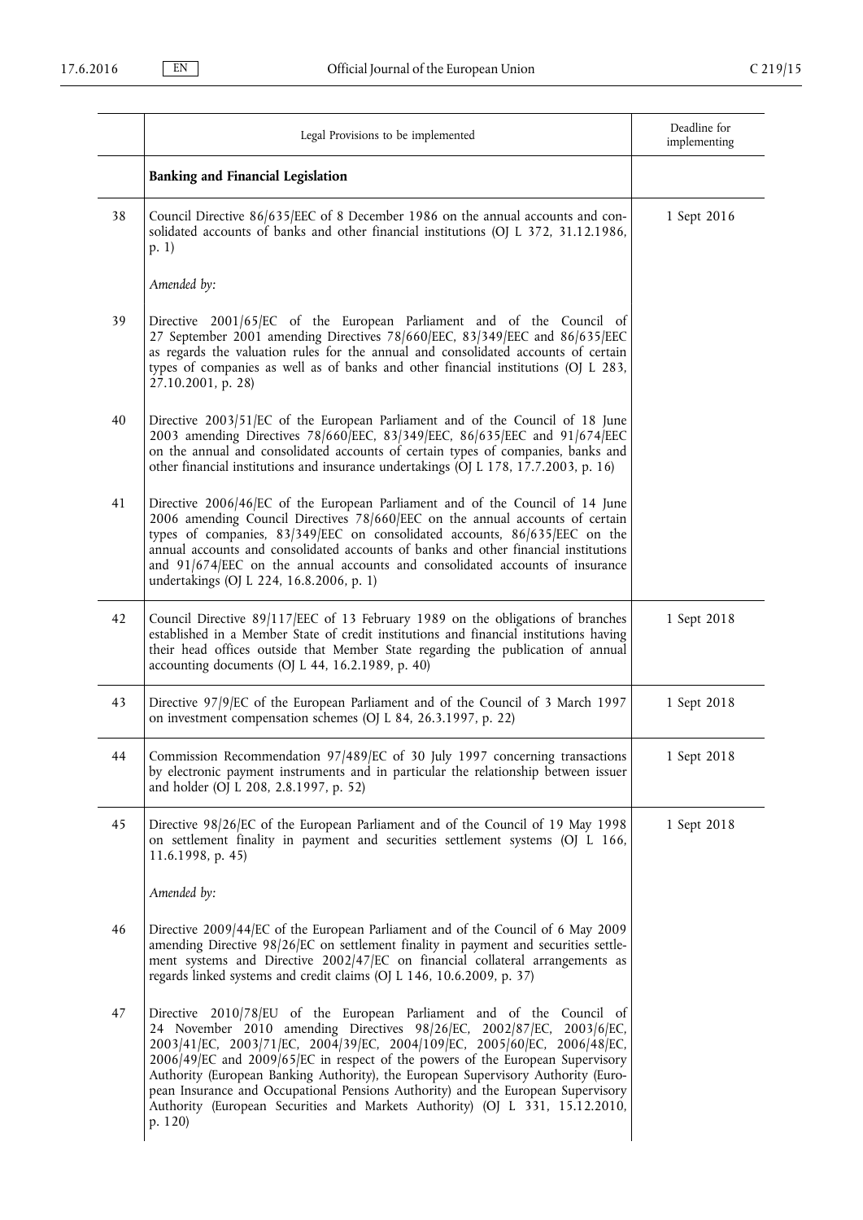| | Legal Provisions to be implemented | Deadline for implementing |
|---|---|---|
| | **Banking and Financial Legislation** | |
| 38 | Council Directive 86/635/EEC of 8 December 1986 on the annual accounts and consolidated accounts of banks and other financial institutions (OJ L 372, 31.12.1986, p. 1) | 1 Sept 2016 |
| | *Amended by:* | |
| 39 | Directive 2001/65/EC of the European Parliament and of the Council of 27 September 2001 amending Directives 78/660/EEC, 83/349/EEC and 86/635/EEC as regards the valuation rules for the annual and consolidated accounts of certain types of companies as well as of banks and other financial institutions (OJ L 283, 27.10.2001, p. 28) | |
| 40 | Directive 2003/51/EC of the European Parliament and of the Council of 18 June 2003 amending Directives 78/660/EEC, 83/349/EEC, 86/635/EEC and 91/674/EEC on the annual and consolidated accounts of certain types of companies, banks and other financial institutions and insurance undertakings (OJ L 178, 17.7.2003, p. 16) | |
| 41 | Directive 2006/46/EC of the European Parliament and of the Council of 14 June 2006 amending Council Directives 78/660/EEC on the annual accounts of certain types of companies, 83/349/EEC on consolidated accounts, 86/635/EEC on the annual accounts and consolidated accounts of banks and other financial institutions and 91/674/EEC on the annual accounts and consolidated accounts of insurance undertakings (OJ L 224, 16.8.2006, p. 1) | |
| 42 | Council Directive 89/117/EEC of 13 February 1989 on the obligations of branches established in a Member State of credit institutions and financial institutions having their head offices outside that Member State regarding the publication of annual accounting documents (OJ L 44, 16.2.1989, p. 40) | 1 Sept 2018 |
| 43 | Directive 97/9/EC of the European Parliament and of the Council of 3 March 1997 on investment compensation schemes (OJ L 84, 26.3.1997, p. 22) | 1 Sept 2018 |
| 44 | Commission Recommendation 97/489/EC of 30 July 1997 concerning transactions by electronic payment instruments and in particular the relationship between issuer and holder (OJ L 208, 2.8.1997, p. 52) | 1 Sept 2018 |
| 45 | Directive 98/26/EC of the European Parliament and of the Council of 19 May 1998 on settlement finality in payment and securities settlement systems (OJ L 166, 11.6.1998, p. 45) | 1 Sept 2018 |
| | *Amended by:* | |
| 46 | Directive 2009/44/EC of the European Parliament and of the Council of 6 May 2009 amending Directive 98/26/EC on settlement finality in payment and securities settlement systems and Directive 2002/47/EC on financial collateral arrangements as regards linked systems and credit claims (OJ L 146, 10.6.2009, p. 37) | |
| 47 | Directive 2010/78/EU of the European Parliament and of the Council of 24 November 2010 amending Directives 98/26/EC, 2002/87/EC, 2003/6/EC, 2003/41/EC, 2003/71/EC, 2004/39/EC, 2004/109/EC, 2005/60/EC, 2006/48/EC, 2006/49/EC and 2009/65/EC in respect of the powers of the European Supervisory Authority (European Banking Authority), the European Supervisory Authority (European Insurance and Occupational Pensions Authority) and the European Supervisory Authority (European Securities and Markets Authority) (OJ L 331, 15.12.2010, p. 120) | |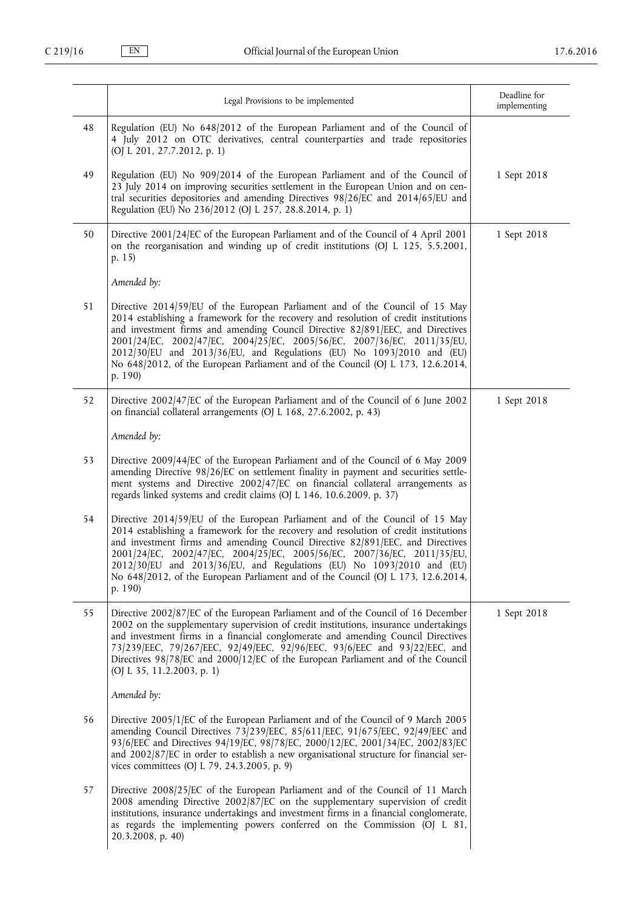| | Legal Provisions to be implemented | Deadline for implementing |
|---|---|---|
| 48 | Regulation (EU) No 648/2012 of the European Parliament and of the Council of 4 July 2012 on OTC derivatives, central counterparties and trade repositories (OJ L 201, 27.7.2012, p. 1) | |
| 49 | Regulation (EU) No 909/2014 of the European Parliament and of the Council of 23 July 2014 on improving securities settlement in the European Union and on central securities depositories and amending Directives 98/26/EC and 2014/65/EU and Regulation (EU) No 236/2012 (OJ L 257, 28.8.2014, p. 1) | 1 Sept 2018 |
| 50 | Directive 2001/24/EC of the European Parliament and of the Council of 4 April 2001 on the reorganisation and winding up of credit institutions (OJ L 125, 5.5.2001, p. 15)<br><br>*Amended by:* | 1 Sept 2018 |
| 51 | Directive 2014/59/EU of the European Parliament and of the Council of 15 May 2014 establishing a framework for the recovery and resolution of credit institutions and investment firms and amending Council Directive 82/891/EEC, and Directives 2001/24/EC, 2002/47/EC, 2004/25/EC, 2005/56/EC, 2007/36/EC, 2011/35/EU, 2012/30/EU and 2013/36/EU, and Regulations (EU) No 1093/2010 and (EU) No 648/2012, of the European Parliament and of the Council (OJ L 173, 12.6.2014, p. 190) | |
| 52 | Directive 2002/47/EC of the European Parliament and of the Council of 6 June 2002 on financial collateral arrangements (OJ L 168, 27.6.2002, p. 43)<br><br>*Amended by:* | 1 Sept 2018 |
| 53 | Directive 2009/44/EC of the European Parliament and of the Council of 6 May 2009 amending Directive 98/26/EC on settlement finality in payment and securities settlement systems and Directive 2002/47/EC on financial collateral arrangements as regards linked systems and credit claims (OJ L 146, 10.6.2009, p. 37) | |
| 54 | Directive 2014/59/EU of the European Parliament and of the Council of 15 May 2014 establishing a framework for the recovery and resolution of credit institutions and investment firms and amending Council Directive 82/891/EEC, and Directives 2001/24/EC, 2002/47/EC, 2004/25/EC, 2005/56/EC, 2007/36/EC, 2011/35/EU, 2012/30/EU and 2013/36/EU, and Regulations (EU) No 1093/2010 and (EU) No 648/2012, of the European Parliament and of the Council (OJ L 173, 12.6.2014, p. 190) | |
| 55 | Directive 2002/87/EC of the European Parliament and of the Council of 16 December 2002 on the supplementary supervision of credit institutions, insurance undertakings and investment firms in a financial conglomerate and amending Council Directives 73/239/EEC, 79/267/EEC, 92/49/EEC, 92/96/EEC, 93/6/EEC and 93/22/EEC, and Directives 98/78/EC and 2000/12/EC of the European Parliament and of the Council (OJ L 35, 11.2.2003, p. 1)<br><br>*Amended by:* | 1 Sept 2018 |
| 56 | Directive 2005/1/EC of the European Parliament and of the Council of 9 March 2005 amending Council Directives 73/239/EEC, 85/611/EEC, 91/675/EEC, 92/49/EEC and 93/6/EEC and Directives 94/19/EC, 98/78/EC, 2000/12/EC, 2001/34/EC, 2002/83/EC and 2002/87/EC in order to establish a new organisational structure for financial services committees (OJ L 79, 24.3.2005, p. 9) | |
| 57 | Directive 2008/25/EC of the European Parliament and of the Council of 11 March 2008 amending Directive 2002/87/EC on the supplementary supervision of credit institutions, insurance undertakings and investment firms in a financial conglomerate, as regards the implementing powers conferred on the Commission (OJ L 81, 20.3.2008, p. 40) | |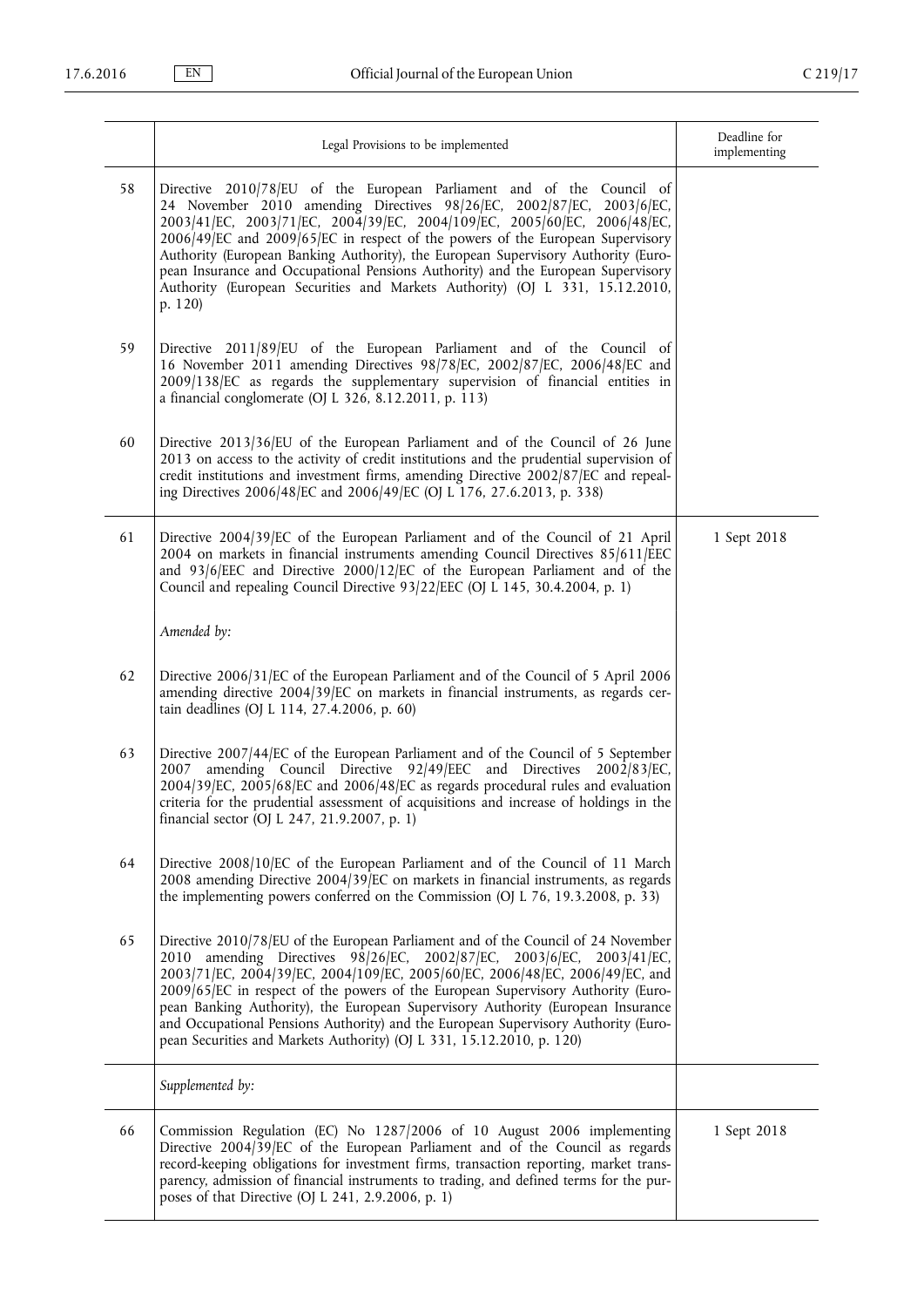| | Legal Provisions to be implemented | Deadline for implementing |
|---|---|---|
| 58 | Directive 2010/78/EU of the European Parliament and of the Council of 24 November 2010 amending Directives 98/26/EC, 2002/87/EC, 2003/6/EC, 2003/41/EC, 2003/71/EC, 2004/39/EC, 2004/109/EC, 2005/60/EC, 2006/48/EC, 2006/49/EC and 2009/65/EC in respect of the powers of the European Supervisory Authority (European Banking Authority), the European Supervisory Authority (European Insurance and Occupational Pensions Authority) and the European Supervisory Authority (European Securities and Markets Authority) (OJ L 331, 15.12.2010, p. 120) | |
| 59 | Directive 2011/89/EU of the European Parliament and of the Council of 16 November 2011 amending Directives 98/78/EC, 2002/87/EC, 2006/48/EC and 2009/138/EC as regards the supplementary supervision of financial entities in a financial conglomerate (OJ L 326, 8.12.2011, p. 113) | |
| 60 | Directive 2013/36/EU of the European Parliament and of the Council of 26 June 2013 on access to the activity of credit institutions and the prudential supervision of credit institutions and investment firms, amending Directive 2002/87/EC and repealing Directives 2006/48/EC and 2006/49/EC (OJ L 176, 27.6.2013, p. 338) | |
| 61 | Directive 2004/39/EC of the European Parliament and of the Council of 21 April 2004 on markets in financial instruments amending Council Directives 85/611/EEC and 93/6/EEC and Directive 2000/12/EC of the European Parliament and of the Council and repealing Council Directive 93/22/EEC (OJ L 145, 30.4.2004, p. 1)<br><br>*Amended by:* | 1 Sept 2018 |
| 62 | Directive 2006/31/EC of the European Parliament and of the Council of 5 April 2006 amending directive 2004/39/EC on markets in financial instruments, as regards certain deadlines (OJ L 114, 27.4.2006, p. 60) | |
| 63 | Directive 2007/44/EC of the European Parliament and of the Council of 5 September 2007 amending Council Directive 92/49/EEC and Directives 2002/83/EC, 2004/39/EC, 2005/68/EC and 2006/48/EC as regards procedural rules and evaluation criteria for the prudential assessment of acquisitions and increase of holdings in the financial sector (OJ L 247, 21.9.2007, p. 1) | |
| 64 | Directive 2008/10/EC of the European Parliament and of the Council of 11 March 2008 amending Directive 2004/39/EC on markets in financial instruments, as regards the implementing powers conferred on the Commission (OJ L 76, 19.3.2008, p. 33) | |
| 65 | Directive 2010/78/EU of the European Parliament and of the Council of 24 November 2010 amending Directives 98/26/EC, 2002/87/EC, 2003/6/EC, 2003/41/EC, 2003/71/EC, 2004/39/EC, 2004/109/EC, 2005/60/EC, 2006/48/EC, 2006/49/EC, and 2009/65/EC in respect of the powers of the European Supervisory Authority (European Banking Authority), the European Supervisory Authority (European Insurance and Occupational Pensions Authority) and the European Supervisory Authority (European Securities and Markets Authority) (OJ L 331, 15.12.2010, p. 120) | |
| | *Supplemented by:* | |
| 66 | Commission Regulation (EC) No 1287/2006 of 10 August 2006 implementing Directive 2004/39/EC of the European Parliament and of the Council as regards record-keeping obligations for investment firms, transaction reporting, market transparency, admission of financial instruments to trading, and defined terms for the purposes of that Directive (OJ L 241, 2.9.2006, p. 1) | 1 Sept 2018 |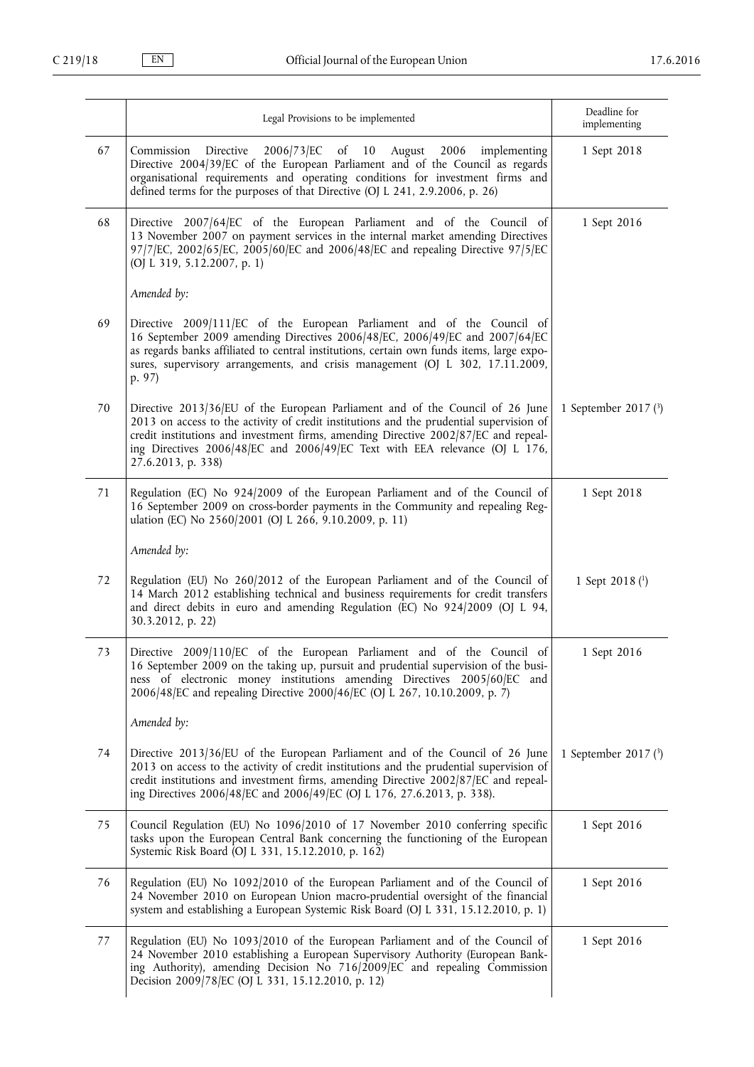| | Legal Provisions to be implemented | Deadline for implementing |
|---|---|---|
| 67 | Commission Directive 2006/73/EC of 10 August 2006 implementing Directive 2004/39/EC of the European Parliament and of the Council as regards organisational requirements and operating conditions for investment firms and defined terms for the purposes of that Directive (OJ L 241, 2.9.2006, p. 26) | 1 Sept 2018 |
| 68 | Directive 2007/64/EC of the European Parliament and of the Council of 13 November 2007 on payment services in the internal market amending Directives 97/7/EC, 2002/65/EC, 2005/60/EC and 2006/48/EC and repealing Directive 97/5/EC (OJ L 319, 5.12.2007, p. 1)<br><br>*Amended by:* | 1 Sept 2016 |
| 69 | Directive 2009/111/EC of the European Parliament and of the Council of 16 September 2009 amending Directives 2006/48/EC, 2006/49/EC and 2007/64/EC as regards banks affiliated to central institutions, certain own funds items, large exposures, supervisory arrangements, and crisis management (OJ L 302, 17.11.2009, p. 97) | |
| 70 | Directive 2013/36/EU of the European Parliament and of the Council of 26 June 2013 on access to the activity of credit institutions and the prudential supervision of credit institutions and investment firms, amending Directive 2002/87/EC and repealing Directives 2006/48/EC and 2006/49/EC Text with EEA relevance (OJ L 176, 27.6.2013, p. 338) | 1 September 2017 ([3]) |
| 71 | Regulation (EC) No 924/2009 of the European Parliament and of the Council of 16 September 2009 on cross-border payments in the Community and repealing Regulation (EC) No 2560/2001 (OJ L 266, 9.10.2009, p. 11)<br><br>*Amended by:* | 1 Sept 2018 |
| 72 | Regulation (EU) No 260/2012 of the European Parliament and of the Council of 14 March 2012 establishing technical and business requirements for credit transfers and direct debits in euro and amending Regulation (EC) No 924/2009 (OJ L 94, 30.3.2012, p. 22) | 1 Sept 2018 ([1]) |
| 73 | Directive 2009/110/EC of the European Parliament and of the Council of 16 September 2009 on the taking up, pursuit and prudential supervision of the business of electronic money institutions amending Directives 2005/60/EC and 2006/48/EC and repealing Directive 2000/46/EC (OJ L 267, 10.10.2009, p. 7)<br><br>*Amended by:* | 1 Sept 2016 |
| 74 | Directive 2013/36/EU of the European Parliament and of the Council of 26 June 2013 on access to the activity of credit institutions and the prudential supervision of credit institutions and investment firms, amending Directive 2002/87/EC and repealing Directives 2006/48/EC and 2006/49/EC (OJ L 176, 27.6.2013, p. 338). | 1 September 2017 ([3]) |
| 75 | Council Regulation (EU) No 1096/2010 of 17 November 2010 conferring specific tasks upon the European Central Bank concerning the functioning of the European Systemic Risk Board (OJ L 331, 15.12.2010, p. 162) | 1 Sept 2016 |
| 76 | Regulation (EU) No 1092/2010 of the European Parliament and of the Council of 24 November 2010 on European Union macro-prudential oversight of the financial system and establishing a European Systemic Risk Board (OJ L 331, 15.12.2010, p. 1) | 1 Sept 2016 |
| 77 | Regulation (EU) No 1093/2010 of the European Parliament and of the Council of 24 November 2010 establishing a European Supervisory Authority (European Banking Authority), amending Decision No 716/2009/EC and repealing Commission Decision 2009/78/EC (OJ L 331, 15.12.2010, p. 12) | 1 Sept 2016 |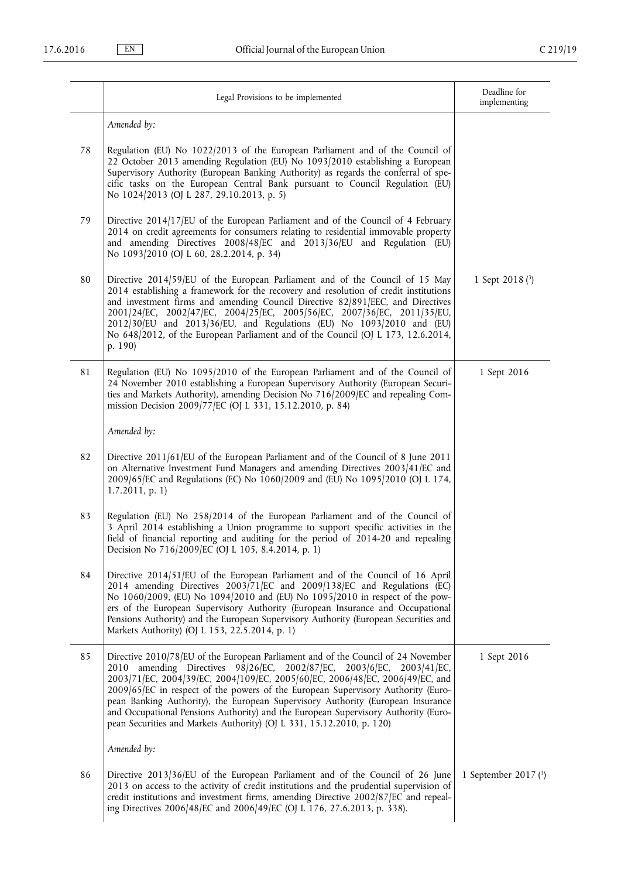| | Legal Provisions to be implemented | Deadline for implementing |
|---|---|---|
| | *Amended by:* | |
| 78 | Regulation (EU) No 1022/2013 of the European Parliament and of the Council of 22 October 2013 amending Regulation (EU) No 1093/2010 establishing a European Supervisory Authority (European Banking Authority) as regards the conferral of specific tasks on the European Central Bank pursuant to Council Regulation (EU) No 1024/2013 (OJ L 287, 29.10.2013, p. 5) | |
| 79 | Directive 2014/17/EU of the European Parliament and of the Council of 4 February 2014 on credit agreements for consumers relating to residential immovable property and amending Directives 2008/48/EC and 2013/36/EU and Regulation (EU) No 1093/2010 (OJ L 60, 28.2.2014, p. 34) | |
| 80 | Directive 2014/59/EU of the European Parliament and of the Council of 15 May 2014 establishing a framework for the recovery and resolution of credit institutions and investment firms and amending Council Directive 82/891/EEC, and Directives 2001/24/EC, 2002/47/EC, 2004/25/EC, 2005/56/EC, 2007/36/EC, 2011/35/EU, 2012/30/EU and 2013/36/EU, and Regulations (EU) No 1093/2010 and (EU) No 648/2012, of the European Parliament and of the Council (OJ L 173, 12.6.2014, p. 190) | 1 Sept 2018 [3] |
| 81 | Regulation (EU) No 1095/2010 of the European Parliament and of the Council of 24 November 2010 establishing a European Supervisory Authority (European Securities and Markets Authority), amending Decision No 716/2009/EC and repealing Commission Decision 2009/77/EC (OJ L 331, 15.12.2010, p. 84) | 1 Sept 2016 |
| | *Amended by:* | |
| 82 | Directive 2011/61/EU of the European Parliament and of the Council of 8 June 2011 on Alternative Investment Fund Managers and amending Directives 2003/41/EC and 2009/65/EC and Regulations (EC) No 1060/2009 and (EU) No 1095/2010 (OJ L 174, 1.7.2011, p. 1) | |
| 83 | Regulation (EU) No 258/2014 of the European Parliament and of the Council of 3 April 2014 establishing a Union programme to support specific activities in the field of financial reporting and auditing for the period of 2014-20 and repealing Decision No 716/2009/EC (OJ L 105, 8.4.2014, p. 1) | |
| 84 | Directive 2014/51/EU of the European Parliament and of the Council of 16 April 2014 amending Directives 2003/71/EC and 2009/138/EC and Regulations (EC) No 1060/2009, (EU) No 1094/2010 and (EU) No 1095/2010 in respect of the powers of the European Supervisory Authority (European Insurance and Occupational Pensions Authority) and the European Supervisory Authority (European Securities and Markets Authority) (OJ L 153, 22.5.2014, p. 1) | |
| 85 | Directive 2010/78/EU of the European Parliament and of the Council of 24 November 2010 amending Directives 98/26/EC, 2002/87/EC, 2003/6/EC, 2003/41/EC, 2003/71/EC, 2004/39/EC, 2004/109/EC, 2005/60/EC, 2006/48/EC, 2006/49/EC, and 2009/65/EC in respect of the powers of the European Supervisory Authority (European Banking Authority), the European Supervisory Authority (European Insurance and Occupational Pensions Authority) and the European Supervisory Authority (European Securities and Markets Authority) (OJ L 331, 15.12.2010, p. 120) | 1 Sept 2016 |
| | *Amended by:* | |
| 86 | Directive 2013/36/EU of the European Parliament and of the Council of 26 June 2013 on access to the activity of credit institutions and the prudential supervision of credit institutions and investment firms, amending Directive 2002/87/EC and repealing Directives 2006/48/EC and 2006/49/EC (OJ L 176, 27.6.2013, p. 338). | 1 September 2017 [3] |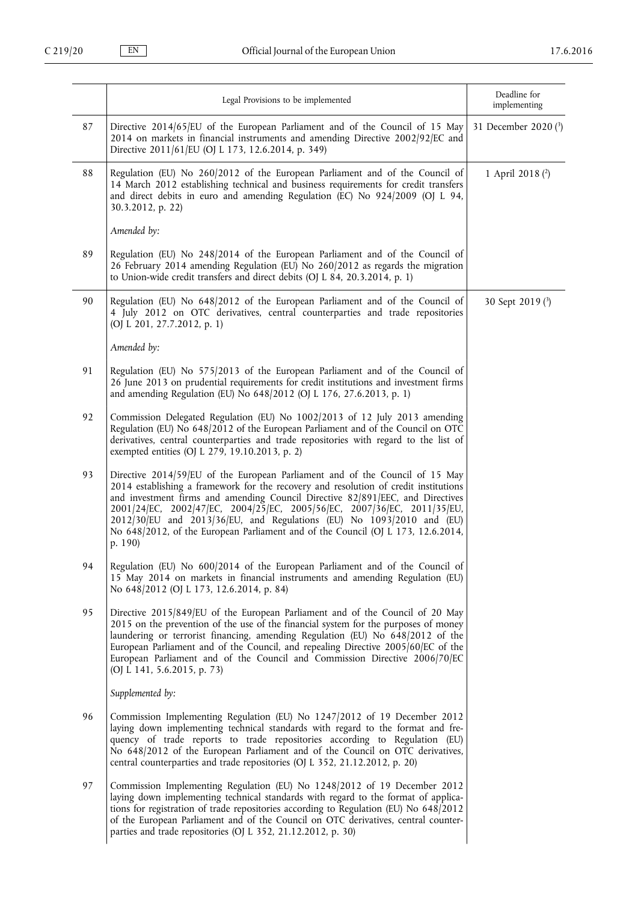|  | Legal Provisions to be implemented | Deadline for implementing |
| --- | --- | --- |
| 87 | Directive 2014/65/EU of the European Parliament and of the Council of 15 May 2014 on markets in financial instruments and amending Directive 2002/92/EC and Directive 2011/61/EU (OJ L 173, 12.6.2014, p. 349) | 31 December 2020 ([3]) |
| 88 | Regulation (EU) No 260/2012 of the European Parliament and of the Council of 14 March 2012 establishing technical and business requirements for credit transfers and direct debits in euro and amending Regulation (EC) No 924/2009 (OJ L 94, 30.3.2012, p. 22) | 1 April 2018 ([2]) |
|  | *Amended by:* |  |
| 89 | Regulation (EU) No 248/2014 of the European Parliament and of the Council of 26 February 2014 amending Regulation (EU) No 260/2012 as regards the migration to Union-wide credit transfers and direct debits (OJ L 84, 20.3.2014, p. 1) |  |
| 90 | Regulation (EU) No 648/2012 of the European Parliament and of the Council of 4 July 2012 on OTC derivatives, central counterparties and trade repositories (OJ L 201, 27.7.2012, p. 1) | 30 Sept 2019 ([3]) |
|  | *Amended by:* |  |
| 91 | Regulation (EU) No 575/2013 of the European Parliament and of the Council of 26 June 2013 on prudential requirements for credit institutions and investment firms and amending Regulation (EU) No 648/2012 (OJ L 176, 27.6.2013, p. 1) |  |
| 92 | Commission Delegated Regulation (EU) No 1002/2013 of 12 July 2013 amending Regulation (EU) No 648/2012 of the European Parliament and of the Council on OTC derivatives, central counterparties and trade repositories with regard to the list of exempted entities (OJ L 279, 19.10.2013, p. 2) |  |
| 93 | Directive 2014/59/EU of the European Parliament and of the Council of 15 May 2014 establishing a framework for the recovery and resolution of credit institutions and investment firms and amending Council Directive 82/891/EEC, and Directives 2001/24/EC, 2002/47/EC, 2004/25/EC, 2005/56/EC, 2007/36/EC, 2011/35/EU, 2012/30/EU and 2013/36/EU, and Regulations (EU) No 1093/2010 and (EU) No 648/2012, of the European Parliament and of the Council (OJ L 173, 12.6.2014, p. 190) |  |
| 94 | Regulation (EU) No 600/2014 of the European Parliament and of the Council of 15 May 2014 on markets in financial instruments and amending Regulation (EU) No 648/2012 (OJ L 173, 12.6.2014, p. 84) |  |
| 95 | Directive 2015/849/EU of the European Parliament and of the Council of 20 May 2015 on the prevention of the use of the financial system for the purposes of money laundering or terrorist financing, amending Regulation (EU) No 648/2012 of the European Parliament and of the Council, and repealing Directive 2005/60/EC of the European Parliament and of the Council and Commission Directive 2006/70/EC (OJ L 141, 5.6.2015, p. 73) |  |
|  | *Supplemented by:* |  |
| 96 | Commission Implementing Regulation (EU) No 1247/2012 of 19 December 2012 laying down implementing technical standards with regard to the format and frequency of trade reports to trade repositories according to Regulation (EU) No 648/2012 of the European Parliament and of the Council on OTC derivatives, central counterparties and trade repositories (OJ L 352, 21.12.2012, p. 20) |  |
| 97 | Commission Implementing Regulation (EU) No 1248/2012 of 19 December 2012 laying down implementing technical standards with regard to the format of applications for registration of trade repositories according to Regulation (EU) No 648/2012 of the European Parliament and of the Council on OTC derivatives, central counterparties and trade repositories (OJ L 352, 21.12.2012, p. 30) |  |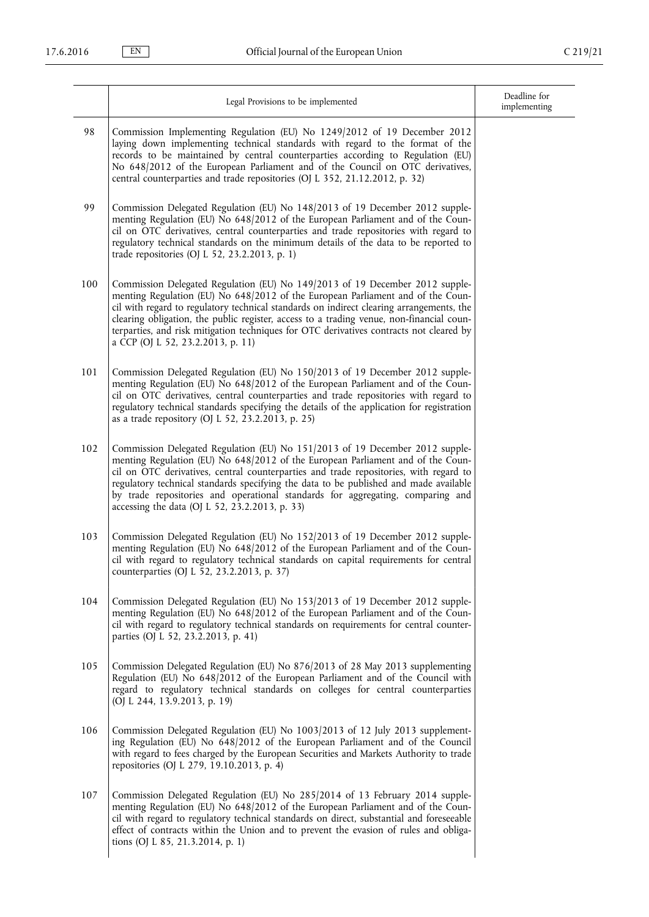| | Legal Provisions to be implemented | Deadline for implementing |
|---|---|---|
| 98 | Commission Implementing Regulation (EU) No 1249/2012 of 19 December 2012 laying down implementing technical standards with regard to the format of the records to be maintained by central counterparties according to Regulation (EU) No 648/2012 of the European Parliament and of the Council on OTC derivatives, central counterparties and trade repositories (OJ L 352, 21.12.2012, p. 32) | |
| 99 | Commission Delegated Regulation (EU) No 148/2013 of 19 December 2012 supplementing Regulation (EU) No 648/2012 of the European Parliament and of the Council on OTC derivatives, central counterparties and trade repositories with regard to regulatory technical standards on the minimum details of the data to be reported to trade repositories (OJ L 52, 23.2.2013, p. 1) | |
| 100 | Commission Delegated Regulation (EU) No 149/2013 of 19 December 2012 supplementing Regulation (EU) No 648/2012 of the European Parliament and of the Council with regard to regulatory technical standards on indirect clearing arrangements, the clearing obligation, the public register, access to a trading venue, non-financial counterparties, and risk mitigation techniques for OTC derivatives contracts not cleared by a CCP (OJ L 52, 23.2.2013, p. 11) | |
| 101 | Commission Delegated Regulation (EU) No 150/2013 of 19 December 2012 supplementing Regulation (EU) No 648/2012 of the European Parliament and of the Council on OTC derivatives, central counterparties and trade repositories with regard to regulatory technical standards specifying the details of the application for registration as a trade repository (OJ L 52, 23.2.2013, p. 25) | |
| 102 | Commission Delegated Regulation (EU) No 151/2013 of 19 December 2012 supplementing Regulation (EU) No 648/2012 of the European Parliament and of the Council on OTC derivatives, central counterparties and trade repositories, with regard to regulatory technical standards specifying the data to be published and made available by trade repositories and operational standards for aggregating, comparing and accessing the data (OJ L 52, 23.2.2013, p. 33) | |
| 103 | Commission Delegated Regulation (EU) No 152/2013 of 19 December 2012 supplementing Regulation (EU) No 648/2012 of the European Parliament and of the Council with regard to regulatory technical standards on capital requirements for central counterparties (OJ L 52, 23.2.2013, p. 37) | |
| 104 | Commission Delegated Regulation (EU) No 153/2013 of 19 December 2012 supplementing Regulation (EU) No 648/2012 of the European Parliament and of the Council with regard to regulatory technical standards on requirements for central counterparties (OJ L 52, 23.2.2013, p. 41) | |
| 105 | Commission Delegated Regulation (EU) No 876/2013 of 28 May 2013 supplementing Regulation (EU) No 648/2012 of the European Parliament and of the Council with regard to regulatory technical standards on colleges for central counterparties (OJ L 244, 13.9.2013, p. 19) | |
| 106 | Commission Delegated Regulation (EU) No 1003/2013 of 12 July 2013 supplementing Regulation (EU) No 648/2012 of the European Parliament and of the Council with regard to fees charged by the European Securities and Markets Authority to trade repositories (OJ L 279, 19.10.2013, p. 4) | |
| 107 | Commission Delegated Regulation (EU) No 285/2014 of 13 February 2014 supplementing Regulation (EU) No 648/2012 of the European Parliament and of the Council with regard to regulatory technical standards on direct, substantial and foreseeable effect of contracts within the Union and to prevent the evasion of rules and obligations (OJ L 85, 21.3.2014, p. 1) | |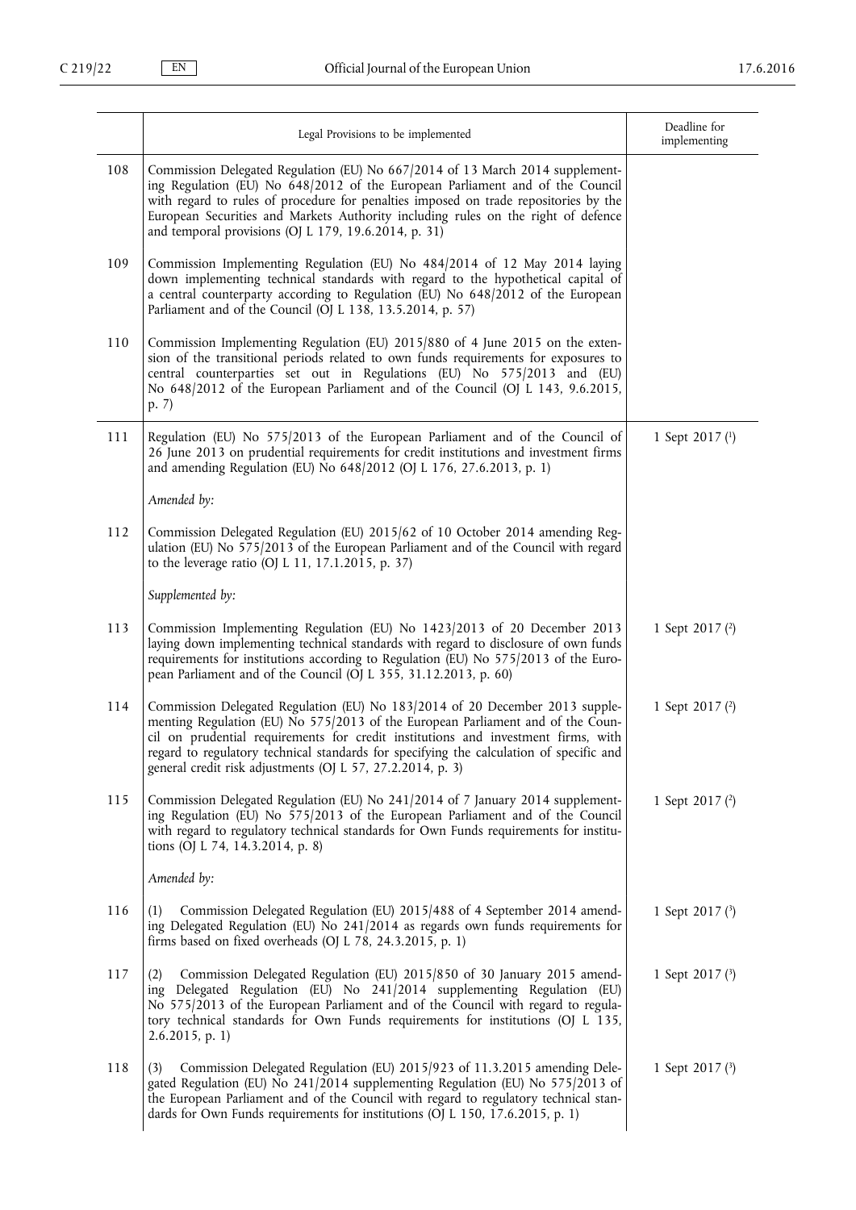| | Legal Provisions to be implemented | Deadline for implementing |
|---|---|---|
| 108 | Commission Delegated Regulation (EU) No 667/2014 of 13 March 2014 supplementing Regulation (EU) No 648/2012 of the European Parliament and of the Council with regard to rules of procedure for penalties imposed on trade repositories by the European Securities and Markets Authority including rules on the right of defence and temporal provisions (OJ L 179, 19.6.2014, p. 31) | |
| 109 | Commission Implementing Regulation (EU) No 484/2014 of 12 May 2014 laying down implementing technical standards with regard to the hypothetical capital of a central counterparty according to Regulation (EU) No 648/2012 of the European Parliament and of the Council (OJ L 138, 13.5.2014, p. 57) | |
| 110 | Commission Implementing Regulation (EU) 2015/880 of 4 June 2015 on the extension of the transitional periods related to own funds requirements for exposures to central counterparties set out in Regulations (EU) No 575/2013 and (EU) No 648/2012 of the European Parliament and of the Council (OJ L 143, 9.6.2015, p. 7) | |
| 111 | Regulation (EU) No 575/2013 of the European Parliament and of the Council of 26 June 2013 on prudential requirements for credit institutions and investment firms and amending Regulation (EU) No 648/2012 (OJ L 176, 27.6.2013, p. 1)<br><br>*Amended by:* | 1 Sept 2017 [1] |
| 112 | Commission Delegated Regulation (EU) 2015/62 of 10 October 2014 amending Regulation (EU) No 575/2013 of the European Parliament and of the Council with regard to the leverage ratio (OJ L 11, 17.1.2015, p. 37)<br><br>*Supplemented by:* | |
| 113 | Commission Implementing Regulation (EU) No 1423/2013 of 20 December 2013 laying down implementing technical standards with regard to disclosure of own funds requirements for institutions according to Regulation (EU) No 575/2013 of the European Parliament and of the Council (OJ L 355, 31.12.2013, p. 60) | 1 Sept 2017 [2] |
| 114 | Commission Delegated Regulation (EU) No 183/2014 of 20 December 2013 supplementing Regulation (EU) No 575/2013 of the European Parliament and of the Council on prudential requirements for credit institutions and investment firms, with regard to regulatory technical standards for specifying the calculation of specific and general credit risk adjustments (OJ L 57, 27.2.2014, p. 3) | 1 Sept 2017 [2] |
| 115 | Commission Delegated Regulation (EU) No 241/2014 of 7 January 2014 supplementing Regulation (EU) No 575/2013 of the European Parliament and of the Council with regard to regulatory technical standards for Own Funds requirements for institutions (OJ L 74, 14.3.2014, p. 8)<br><br>*Amended by:* | 1 Sept 2017 [2] |
| 116 | (1) Commission Delegated Regulation (EU) 2015/488 of 4 September 2014 amending Delegated Regulation (EU) No 241/2014 as regards own funds requirements for firms based on fixed overheads (OJ L 78, 24.3.2015, p. 1) | 1 Sept 2017 [3] |
| 117 | (2) Commission Delegated Regulation (EU) 2015/850 of 30 January 2015 amending Delegated Regulation (EU) No 241/2014 supplementing Regulation (EU) No 575/2013 of the European Parliament and of the Council with regard to regulatory technical standards for Own Funds requirements for institutions (OJ L 135, 2.6.2015, p. 1) | 1 Sept 2017 [3] |
| 118 | (3) Commission Delegated Regulation (EU) 2015/923 of 11.3.2015 amending Delegated Regulation (EU) No 241/2014 supplementing Regulation (EU) No 575/2013 of the European Parliament and of the Council with regard to regulatory technical standards for Own Funds requirements for institutions (OJ L 150, 17.6.2015, p. 1) | 1 Sept 2017 [3] |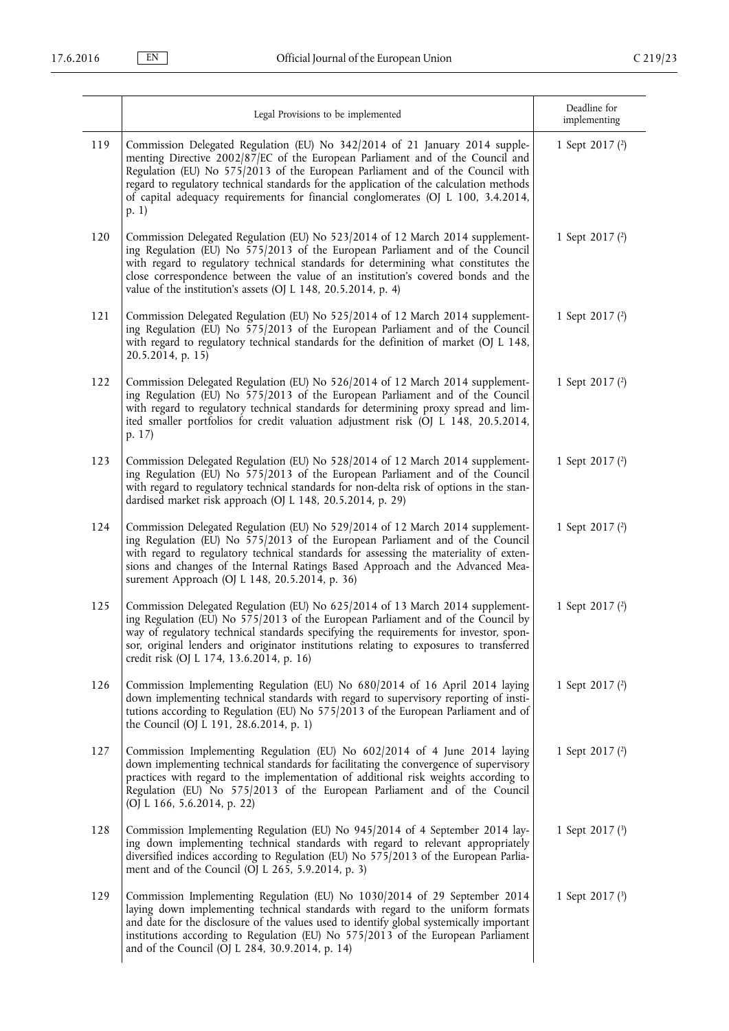| | Legal Provisions to be implemented | Deadline for implementing |
|---|---|---|
| 119 | Commission Delegated Regulation (EU) No 342/2014 of 21 January 2014 supplementing Directive 2002/87/EC of the European Parliament and of the Council and Regulation (EU) No 575/2013 of the European Parliament and of the Council with regard to regulatory technical standards for the application of the calculation methods of capital adequacy requirements for financial conglomerates (OJ L 100, 3.4.2014, p. 1) | 1 Sept 2017 [2] |
| 120 | Commission Delegated Regulation (EU) No 523/2014 of 12 March 2014 supplementing Regulation (EU) No 575/2013 of the European Parliament and of the Council with regard to regulatory technical standards for determining what constitutes the close correspondence between the value of an institution's covered bonds and the value of the institution's assets (OJ L 148, 20.5.2014, p. 4) | 1 Sept 2017 [2] |
| 121 | Commission Delegated Regulation (EU) No 525/2014 of 12 March 2014 supplementing Regulation (EU) No 575/2013 of the European Parliament and of the Council with regard to regulatory technical standards for the definition of market (OJ L 148, 20.5.2014, p. 15) | 1 Sept 2017 [2] |
| 122 | Commission Delegated Regulation (EU) No 526/2014 of 12 March 2014 supplementing Regulation (EU) No 575/2013 of the European Parliament and of the Council with regard to regulatory technical standards for determining proxy spread and limited smaller portfolios for credit valuation adjustment risk (OJ L 148, 20.5.2014, p. 17) | 1 Sept 2017 [2] |
| 123 | Commission Delegated Regulation (EU) No 528/2014 of 12 March 2014 supplementing Regulation (EU) No 575/2013 of the European Parliament and of the Council with regard to regulatory technical standards for non-delta risk of options in the standardised market risk approach (OJ L 148, 20.5.2014, p. 29) | 1 Sept 2017 [2] |
| 124 | Commission Delegated Regulation (EU) No 529/2014 of 12 March 2014 supplementing Regulation (EU) No 575/2013 of the European Parliament and of the Council with regard to regulatory technical standards for assessing the materiality of extensions and changes of the Internal Ratings Based Approach and the Advanced Measurement Approach (OJ L 148, 20.5.2014, p. 36) | 1 Sept 2017 [2] |
| 125 | Commission Delegated Regulation (EU) No 625/2014 of 13 March 2014 supplementing Regulation (EU) No 575/2013 of the European Parliament and of the Council by way of regulatory technical standards specifying the requirements for investor, sponsor, original lenders and originator institutions relating to exposures to transferred credit risk (OJ L 174, 13.6.2014, p. 16) | 1 Sept 2017 [2] |
| 126 | Commission Implementing Regulation (EU) No 680/2014 of 16 April 2014 laying down implementing technical standards with regard to supervisory reporting of institutions according to Regulation (EU) No 575/2013 of the European Parliament and of the Council (OJ L 191, 28.6.2014, p. 1) | 1 Sept 2017 [2] |
| 127 | Commission Implementing Regulation (EU) No 602/2014 of 4 June 2014 laying down implementing technical standards for facilitating the convergence of supervisory practices with regard to the implementation of additional risk weights according to Regulation (EU) No 575/2013 of the European Parliament and of the Council (OJ L 166, 5.6.2014, p. 22) | 1 Sept 2017 [2] |
| 128 | Commission Implementing Regulation (EU) No 945/2014 of 4 September 2014 laying down implementing technical standards with regard to relevant appropriately diversified indices according to Regulation (EU) No 575/2013 of the European Parliament and of the Council (OJ L 265, 5.9.2014, p. 3) | 1 Sept 2017 [3] |
| 129 | Commission Implementing Regulation (EU) No 1030/2014 of 29 September 2014 laying down implementing technical standards with regard to the uniform formats and date for the disclosure of the values used to identify global systemically important institutions according to Regulation (EU) No 575/2013 of the European Parliament and of the Council (OJ L 284, 30.9.2014, p. 14) | 1 Sept 2017 [3] |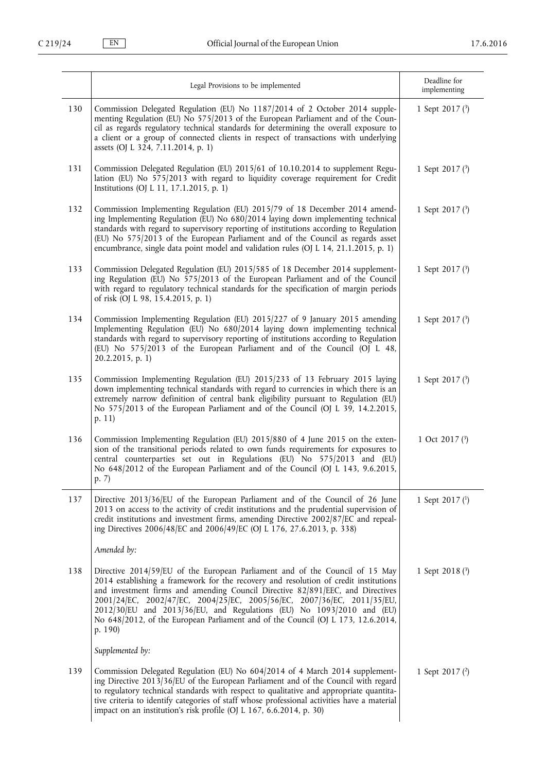|  | Legal Provisions to be implemented | Deadline for implementing |
|---|---|---|
| 130 | Commission Delegated Regulation (EU) No 1187/2014 of 2 October 2014 supplementing Regulation (EU) No 575/2013 of the European Parliament and of the Council as regards regulatory technical standards for determining the overall exposure to a client or a group of connected clients in respect of transactions with underlying assets (OJ L 324, 7.11.2014, p. 1) | 1 Sept 2017 [3] |
| 131 | Commission Delegated Regulation (EU) 2015/61 of 10.10.2014 to supplement Regulation (EU) No 575/2013 with regard to liquidity coverage requirement for Credit Institutions (OJ L 11, 17.1.2015, p. 1) | 1 Sept 2017 [3] |
| 132 | Commission Implementing Regulation (EU) 2015/79 of 18 December 2014 amending Implementing Regulation (EU) No 680/2014 laying down implementing technical standards with regard to supervisory reporting of institutions according to Regulation (EU) No 575/2013 of the European Parliament and of the Council as regards asset encumbrance, single data point model and validation rules (OJ L 14, 21.1.2015, p. 1) | 1 Sept 2017 [3] |
| 133 | Commission Delegated Regulation (EU) 2015/585 of 18 December 2014 supplementing Regulation (EU) No 575/2013 of the European Parliament and of the Council with regard to regulatory technical standards for the specification of margin periods of risk (OJ L 98, 15.4.2015, p. 1) | 1 Sept 2017 [3] |
| 134 | Commission Implementing Regulation (EU) 2015/227 of 9 January 2015 amending Implementing Regulation (EU) No 680/2014 laying down implementing technical standards with regard to supervisory reporting of institutions according to Regulation (EU) No 575/2013 of the European Parliament and of the Council (OJ L 48, 20.2.2015, p. 1) | 1 Sept 2017 [3] |
| 135 | Commission Implementing Regulation (EU) 2015/233 of 13 February 2015 laying down implementing technical standards with regard to currencies in which there is an extremely narrow definition of central bank eligibility pursuant to Regulation (EU) No 575/2013 of the European Parliament and of the Council (OJ L 39, 14.2.2015, p. 11) | 1 Sept 2017 [3] |
| 136 | Commission Implementing Regulation (EU) 2015/880 of 4 June 2015 on the extension of the transitional periods related to own funds requirements for exposures to central counterparties set out in Regulations (EU) No 575/2013 and (EU) No 648/2012 of the European Parliament and of the Council (OJ L 143, 9.6.2015, p. 7) | 1 Oct 2017 [3] |
| 137 | Directive 2013/36/EU of the European Parliament and of the Council of 26 June 2013 on access to the activity of credit institutions and the prudential supervision of credit institutions and investment firms, amending Directive 2002/87/EC and repealing Directives 2006/48/EC and 2006/49/EC (OJ L 176, 27.6.2013, p. 338) | 1 Sept 2017 [1] |
|  | *Amended by:* |  |
| 138 | Directive 2014/59/EU of the European Parliament and of the Council of 15 May 2014 establishing a framework for the recovery and resolution of credit institutions and investment firms and amending Council Directive 82/891/EEC, and Directives 2001/24/EC, 2002/47/EC, 2004/25/EC, 2005/56/EC, 2007/36/EC, 2011/35/EU, 2012/30/EU and 2013/36/EU, and Regulations (EU) No 1093/2010 and (EU) No 648/2012, of the European Parliament and of the Council (OJ L 173, 12.6.2014, p. 190) | 1 Sept 2018 [3] |
|  | *Supplemented by:* |  |
| 139 | Commission Delegated Regulation (EU) No 604/2014 of 4 March 2014 supplementing Directive 2013/36/EU of the European Parliament and of the Council with regard to regulatory technical standards with respect to qualitative and appropriate quantitative criteria to identify categories of staff whose professional activities have a material impact on an institution's risk profile (OJ L 167, 6.6.2014, p. 30) | 1 Sept 2017 [2] |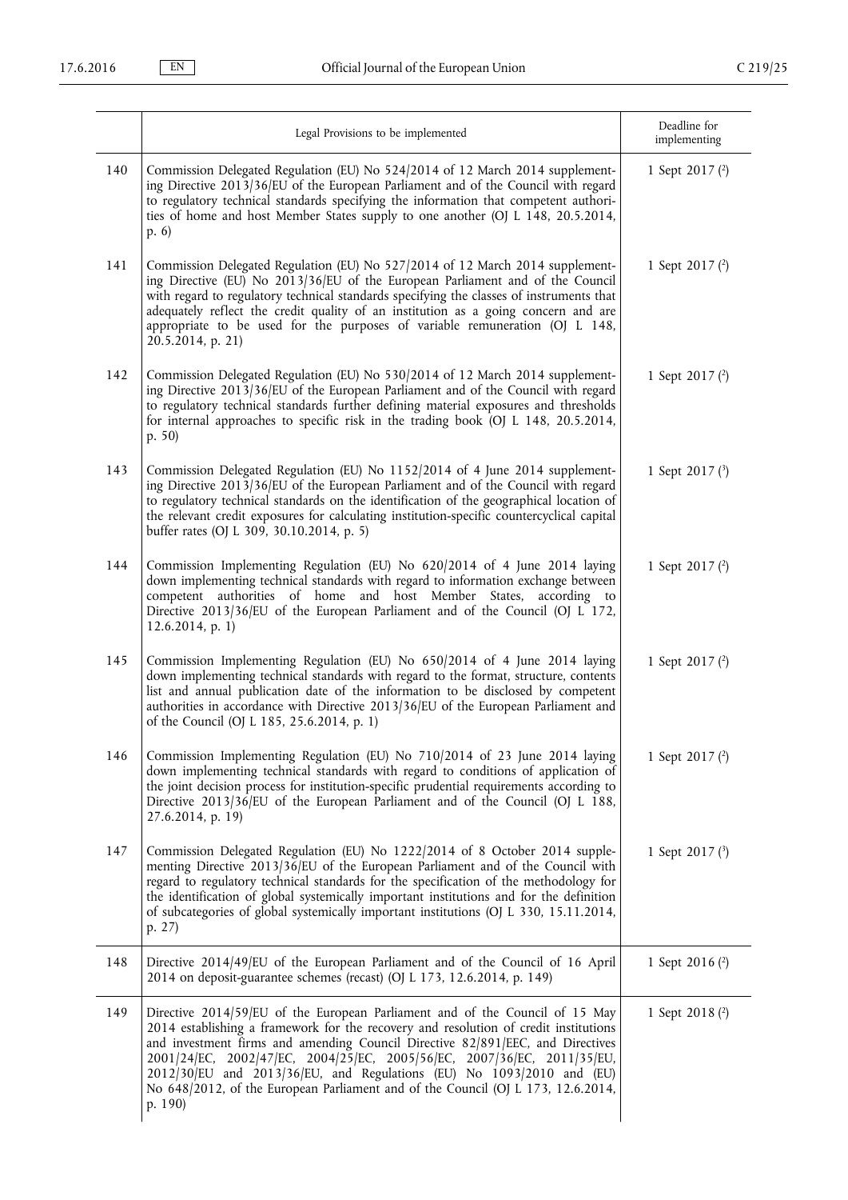|  | Legal Provisions to be implemented | Deadline for implementing |
|---|---|---|
| 140 | Commission Delegated Regulation (EU) No 524/2014 of 12 March 2014 supplementing Directive 2013/36/EU of the European Parliament and of the Council with regard to regulatory technical standards specifying the information that competent authorities of home and host Member States supply to one another (OJ L 148, 20.5.2014, p. 6) | 1 Sept 2017 [2] |
| 141 | Commission Delegated Regulation (EU) No 527/2014 of 12 March 2014 supplementing Directive (EU) No 2013/36/EU of the European Parliament and of the Council with regard to regulatory technical standards specifying the classes of instruments that adequately reflect the credit quality of an institution as a going concern and are appropriate to be used for the purposes of variable remuneration (OJ L 148, 20.5.2014, p. 21) | 1 Sept 2017 [2] |
| 142 | Commission Delegated Regulation (EU) No 530/2014 of 12 March 2014 supplementing Directive 2013/36/EU of the European Parliament and of the Council with regard to regulatory technical standards further defining material exposures and thresholds for internal approaches to specific risk in the trading book (OJ L 148, 20.5.2014, p. 50) | 1 Sept 2017 [2] |
| 143 | Commission Delegated Regulation (EU) No 1152/2014 of 4 June 2014 supplementing Directive 2013/36/EU of the European Parliament and of the Council with regard to regulatory technical standards on the identification of the geographical location of the relevant credit exposures for calculating institution-specific countercyclical capital buffer rates (OJ L 309, 30.10.2014, p. 5) | 1 Sept 2017 [3] |
| 144 | Commission Implementing Regulation (EU) No 620/2014 of 4 June 2014 laying down implementing technical standards with regard to information exchange between competent authorities of home and host Member States, according to Directive 2013/36/EU of the European Parliament and of the Council (OJ L 172, 12.6.2014, p. 1) | 1 Sept 2017 [2] |
| 145 | Commission Implementing Regulation (EU) No 650/2014 of 4 June 2014 laying down implementing technical standards with regard to the format, structure, contents list and annual publication date of the information to be disclosed by competent authorities in accordance with Directive 2013/36/EU of the European Parliament and of the Council (OJ L 185, 25.6.2014, p. 1) | 1 Sept 2017 [2] |
| 146 | Commission Implementing Regulation (EU) No 710/2014 of 23 June 2014 laying down implementing technical standards with regard to conditions of application of the joint decision process for institution-specific prudential requirements according to Directive 2013/36/EU of the European Parliament and of the Council (OJ L 188, 27.6.2014, p. 19) | 1 Sept 2017 [2] |
| 147 | Commission Delegated Regulation (EU) No 1222/2014 of 8 October 2014 supplementing Directive 2013/36/EU of the European Parliament and of the Council with regard to regulatory technical standards for the specification of the methodology for the identification of global systemically important institutions and for the definition of subcategories of global systemically important institutions (OJ L 330, 15.11.2014, p. 27) | 1 Sept 2017 [3] |
| 148 | Directive 2014/49/EU of the European Parliament and of the Council of 16 April 2014 on deposit-guarantee schemes (recast) (OJ L 173, 12.6.2014, p. 149) | 1 Sept 2016 [2] |
| 149 | Directive 2014/59/EU of the European Parliament and of the Council of 15 May 2014 establishing a framework for the recovery and resolution of credit institutions and investment firms and amending Council Directive 82/891/EEC, and Directives 2001/24/EC, 2002/47/EC, 2004/25/EC, 2005/56/EC, 2007/36/EC, 2011/35/EU, 2012/30/EU and 2013/36/EU, and Regulations (EU) No 1093/2010 and (EU) No 648/2012, of the European Parliament and of the Council (OJ L 173, 12.6.2014, p. 190) | 1 Sept 2018 [2] |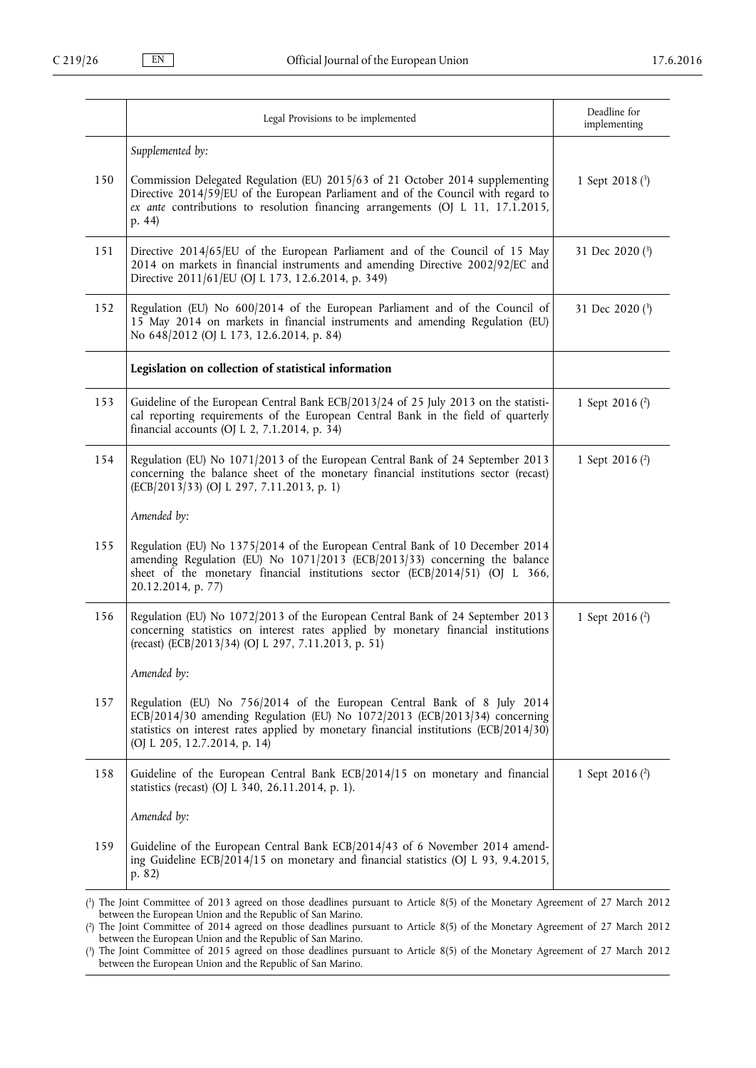| | Legal Provisions to be implemented | Deadline for implementing |
|---|---|---|
| | *Supplemented by:* | |
| 150 | Commission Delegated Regulation (EU) 2015/63 of 21 October 2014 supplementing Directive 2014/59/EU of the European Parliament and of the Council with regard to *ex ante* contributions to resolution financing arrangements (OJ L 11, 17.1.2015, p. 44) | 1 Sept 2018 [3] |
| 151 | Directive 2014/65/EU of the European Parliament and of the Council of 15 May 2014 on markets in financial instruments and amending Directive 2002/92/EC and Directive 2011/61/EU (OJ L 173, 12.6.2014, p. 349) | 31 Dec 2020 [3] |
| 152 | Regulation (EU) No 600/2014 of the European Parliament and of the Council of 15 May 2014 on markets in financial instruments and amending Regulation (EU) No 648/2012 (OJ L 173, 12.6.2014, p. 84) | 31 Dec 2020 [3] |
| | **Legislation on collection of statistical information** | |
| 153 | Guideline of the European Central Bank ECB/2013/24 of 25 July 2013 on the statistical reporting requirements of the European Central Bank in the field of quarterly financial accounts (OJ L 2, 7.1.2014, p. 34) | 1 Sept 2016 [2] |
| 154 | Regulation (EU) No 1071/2013 of the European Central Bank of 24 September 2013 concerning the balance sheet of the monetary financial institutions sector (recast) (ECB/2013/33) (OJ L 297, 7.11.2013, p. 1) | 1 Sept 2016 [2] |
| | *Amended by:* | |
| 155 | Regulation (EU) No 1375/2014 of the European Central Bank of 10 December 2014 amending Regulation (EU) No 1071/2013 (ECB/2013/33) concerning the balance sheet of the monetary financial institutions sector (ECB/2014/51) (OJ L 366, 20.12.2014, p. 77) | |
| 156 | Regulation (EU) No 1072/2013 of the European Central Bank of 24 September 2013 concerning statistics on interest rates applied by monetary financial institutions (recast) (ECB/2013/34) (OJ L 297, 7.11.2013, p. 51) | 1 Sept 2016 [2] |
| | *Amended by:* | |
| 157 | Regulation (EU) No 756/2014 of the European Central Bank of 8 July 2014 ECB/2014/30 amending Regulation (EU) No 1072/2013 (ECB/2013/34) concerning statistics on interest rates applied by monetary financial institutions (ECB/2014/30) (OJ L 205, 12.7.2014, p. 14) | |
| 158 | Guideline of the European Central Bank ECB/2014/15 on monetary and financial statistics (recast) (OJ L 340, 26.11.2014, p. 1). | 1 Sept 2016 [2] |
| | *Amended by:* | |
| 159 | Guideline of the European Central Bank ECB/2014/43 of 6 November 2014 amending Guideline ECB/2014/15 on monetary and financial statistics (OJ L 93, 9.4.2015, p. 82) | |

[1] The Joint Committee of 2013 agreed on those deadlines pursuant to Article 8(5) of the Monetary Agreement of 27 March 2012 between the European Union and the Republic of San Marino.

[2] The Joint Committee of 2014 agreed on those deadlines pursuant to Article 8(5) of the Monetary Agreement of 27 March 2012 between the European Union and the Republic of San Marino.

[3] The Joint Committee of 2015 agreed on those deadlines pursuant to Article 8(5) of the Monetary Agreement of 27 March 2012 between the European Union and the Republic of San Marino.